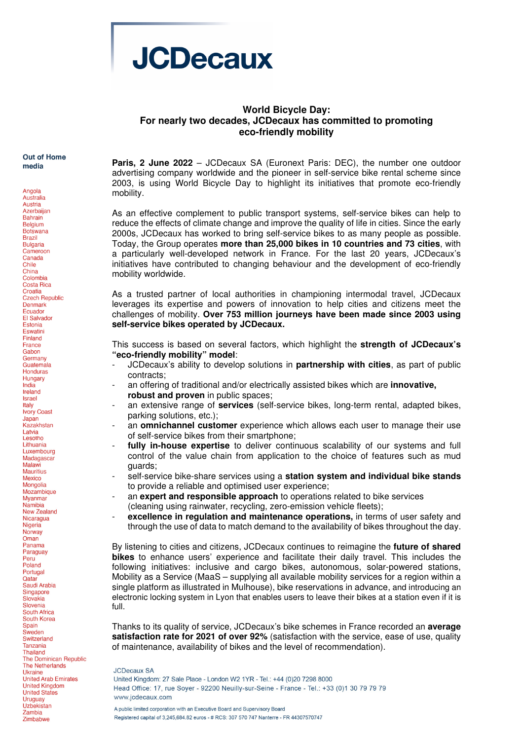# JCDecaux

## World Bicycle Day: For nearly two decades, JCDecaux has committed to promoting eco-friendly mobility

**Out of Home media**

Angola
Australia
Austria
Azerbaijan
Bahrain
Belgium
Botswana
Brazil
Bulgaria
Cameroon
Canada
Chile
China
Colombia
Costa Rica
Croatia
Czech Republic
Denmark
Ecuador
El Salvador
Estonia
Eswatini
Finland
France
Gabon
Germany
Guatemala
Honduras
Hungary
India
Ireland
Israel
Italy
Ivory Coast
Japan
Kazakhstan
Latvia
Lesotho
Lithuania
Luxembourg
Madagascar
Malawi
Mauritius
Mexico
Mongolia
Mozambique
Myanmar
Namibia
New Zealand
Nicaragua
Nigeria
Norway
Oman
Panama
Paraguay
Peru
Poland
Portugal
Qatar
Saudi Arabia
Singapore
Slovakia
Slovenia
South Africa
South Korea
Spain
Sweden
Switzerland
Tanzania
Thailand
The Dominican Republic
The Netherlands
Ukraine
United Arab Emirates
United Kingdom
United States
Uruguay
Uzbekistan
Zambia
Zimbabwe

**Paris, 2 June 2022** – JCDecaux SA (Euronext Paris: DEC), the number one outdoor advertising company worldwide and the pioneer in self-service bike rental scheme since 2003, is using World Bicycle Day to highlight its initiatives that promote eco-friendly mobility.

As an effective complement to public transport systems, self-service bikes can help to reduce the effects of climate change and improve the quality of life in cities. Since the early 2000s, JCDecaux has worked to bring self-service bikes to as many people as possible. Today, the Group operates **more than 25,000 bikes in 10 countries and 73 cities**, with a particularly well-developed network in France. For the last 20 years, JCDecaux's initiatives have contributed to changing behaviour and the development of eco-friendly mobility worldwide.

As a trusted partner of local authorities in championing intermodal travel, JCDecaux leverages its expertise and powers of innovation to help cities and citizens meet the challenges of mobility. **Over 753 million journeys have been made since 2003 using self-service bikes operated by JCDecaux.**

This success is based on several factors, which highlight the **strength of JCDecaux's "eco-friendly mobility" model**:

- JCDecaux's ability to develop solutions in **partnership with cities**, as part of public contracts;
- an offering of traditional and/or electrically assisted bikes which are **innovative, robust and proven** in public spaces;
- an extensive range of **services** (self-service bikes, long-term rental, adapted bikes, parking solutions, etc.);
- an **omnichannel customer** experience which allows each user to manage their use of self-service bikes from their smartphone;
- **fully in-house expertise** to deliver continuous scalability of our systems and full control of the value chain from application to the choice of features such as mud guards;
- self-service bike-share services using a **station system and individual bike stands** to provide a reliable and optimised user experience;
- an **expert and responsible approach** to operations related to bike services (cleaning using rainwater, recycling, zero-emission vehicle fleets);
- **excellence in regulation and maintenance operations,** in terms of user safety and through the use of data to match demand to the availability of bikes throughout the day.

By listening to cities and citizens, JCDecaux continues to reimagine the **future of shared bikes** to enhance users' experience and facilitate their daily travel. This includes the following initiatives: inclusive and cargo bikes, autonomous, solar-powered stations, Mobility as a Service (MaaS – supplying all available mobility services for a region within a single platform as illustrated in Mulhouse), bike reservations in advance, and introducing an electronic locking system in Lyon that enables users to leave their bikes at a station even if it is full.

Thanks to its quality of service, JCDecaux's bike schemes in France recorded an **average satisfaction rate for 2021 of over 92%** (satisfaction with the service, ease of use, quality of maintenance, availability of bikes and the level of recommendation).

JCDecaux SA
United Kingdom: 27 Sale Place - London W2 1YR - Tel.: +44 (0)20 7298 8000
Head Office: 17, rue Soyer - 92200 Neuilly-sur-Seine - France - Tel.: +33 (0)1 30 79 79 79
www.jcdecaux.com

A public limited corporation with an Executive Board and Supervisory Board
Registered capital of 3,245,684.82 euros - # RCS: 307 570 747 Nanterre - FR 44307570747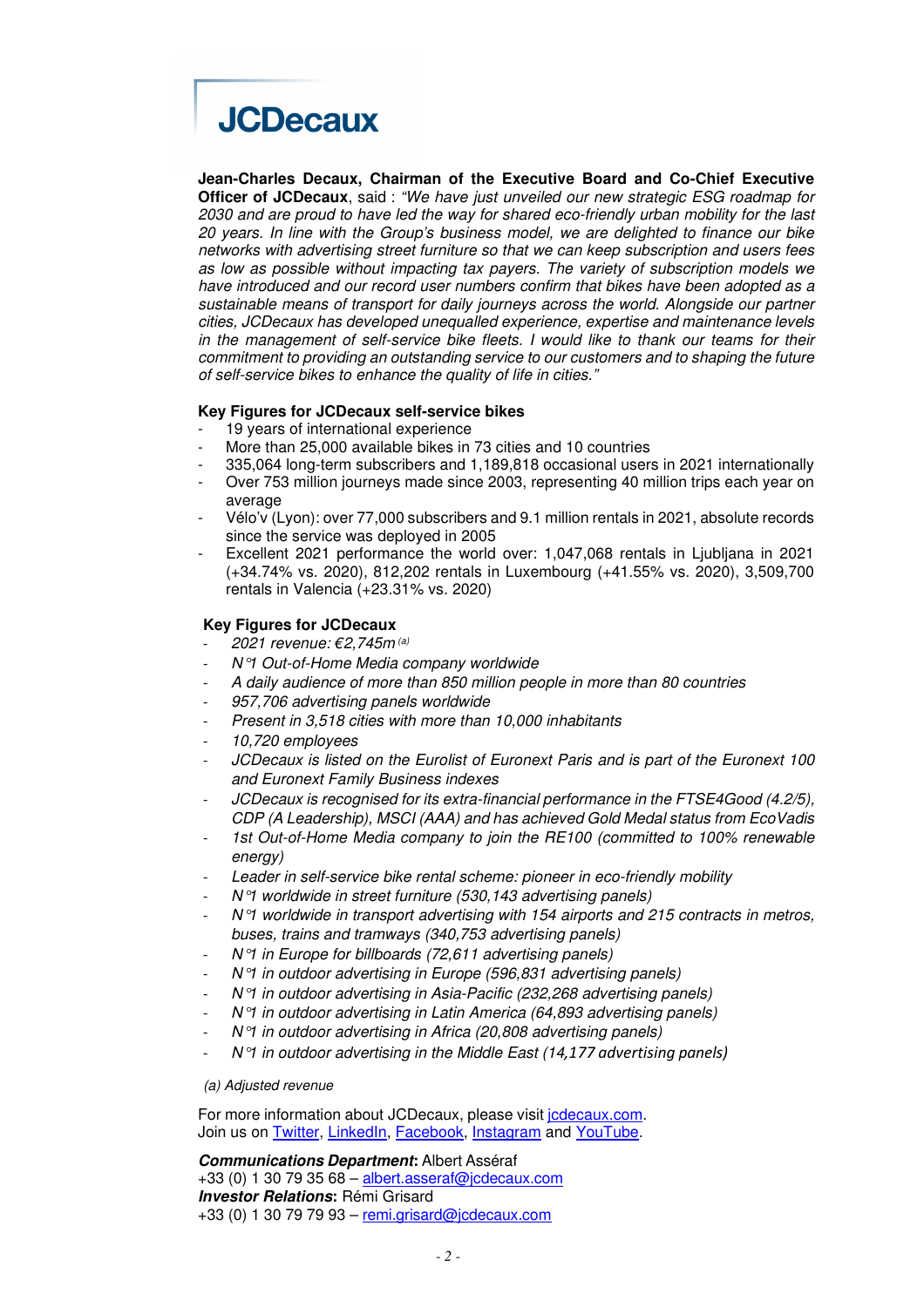**Jean-Charles Decaux, Chairman of the Executive Board and Co-Chief Executive Officer of JCDecaux**, said : *"We have just unveiled our new strategic ESG roadmap for 2030 and are proud to have led the way for shared eco-friendly urban mobility for the last 20 years. In line with the Group's business model, we are delighted to finance our bike networks with advertising street furniture so that we can keep subscription and users fees as low as possible without impacting tax payers. The variety of subscription models we have introduced and our record user numbers confirm that bikes have been adopted as a sustainable means of transport for daily journeys across the world. Alongside our partner cities, JCDecaux has developed unequalled experience, expertise and maintenance levels in the management of self-service bike fleets. I would like to thank our teams for their commitment to providing an outstanding service to our customers and to shaping the future of self-service bikes to enhance the quality of life in cities."*

**Key Figures for JCDecaux self-service bikes**

- 19 years of international experience
- More than 25,000 available bikes in 73 cities and 10 countries
- 335,064 long-term subscribers and 1,189,818 occasional users in 2021 internationally
- Over 753 million journeys made since 2003, representing 40 million trips each year on average
- Vélo'v (Lyon): over 77,000 subscribers and 9.1 million rentals in 2021, absolute records since the service was deployed in 2005
- Excellent 2021 performance the world over: 1,047,068 rentals in Ljubljana in 2021 (+34.74% vs. 2020), 812,202 rentals in Luxembourg (+41.55% vs. 2020), 3,509,700 rentals in Valencia (+23.31% vs. 2020)

**Key Figures for JCDecaux**

- *2021 revenue: €2,745m [(a)]*
- *N°1 Out-of-Home Media company worldwide*
- *A daily audience of more than 850 million people in more than 80 countries*
- *957,706 advertising panels worldwide*
- *Present in 3,518 cities with more than 10,000 inhabitants*
- *10,720 employees*
- *JCDecaux is listed on the Eurolist of Euronext Paris and is part of the Euronext 100 and Euronext Family Business indexes*
- *JCDecaux is recognised for its extra-financial performance in the FTSE4Good (4.2/5), CDP (A Leadership), MSCI (AAA) and has achieved Gold Medal status from EcoVadis*
- *1st Out-of-Home Media company to join the RE100 (committed to 100% renewable energy)*
- *Leader in self-service bike rental scheme: pioneer in eco-friendly mobility*
- *N°1 worldwide in street furniture (530,143 advertising panels)*
- *N°1 worldwide in transport advertising with 154 airports and 215 contracts in metros, buses, trains and tramways (340,753 advertising panels)*
- *N°1 in Europe for billboards (72,611 advertising panels)*
- *N°1 in outdoor advertising in Europe (596,831 advertising panels)*
- *N°1 in outdoor advertising in Asia-Pacific (232,268 advertising panels)*
- *N°1 in outdoor advertising in Latin America (64,893 advertising panels)*
- *N°1 in outdoor advertising in Africa (20,808 advertising panels)*
- *N°1 in outdoor advertising in the Middle East (14,177 advertising panels)*

*(a) Adjusted revenue*

For more information about JCDecaux, please visit jcdecaux.com.
Join us on Twitter, LinkedIn, Facebook, Instagram and YouTube.

***Communications Department*:** Albert Asséraf
+33 (0) 1 30 79 35 68 – albert.asseraf@jcdecaux.com
***Investor Relations*:** Rémi Grisard
+33 (0) 1 30 79 79 93 – remi.grisard@jcdecaux.com